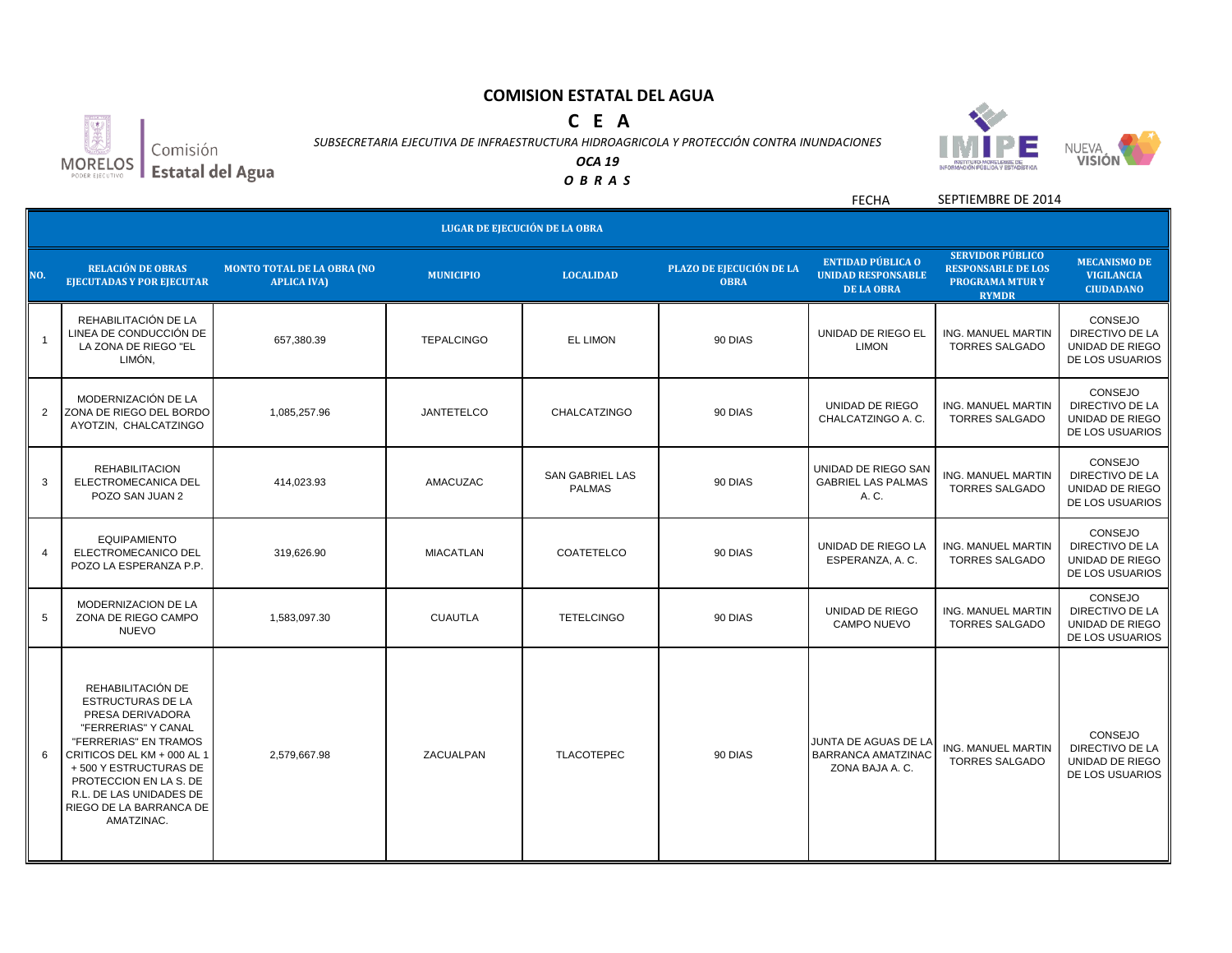# COMISION ESTATAL DEL AGUA

## C E A

*SUBSECRETARIA EJECUTIVA DE INFRAESTRUCTURA HIDROAGRICOLA Y PROTECCIÓN CONTRA INUNDACIONES*

***OCA 19***

***O B R A S***

FECHA SEPTIEMBRE DE 2014

| LUGAR DE EJECUCIÓN DE LA OBRA | | | | | | | | |
|---|---|---|---|---|---|---|---|---|
| **NO.** | **RELACIÓN DE OBRAS EJECUTADAS Y POR EJECUTAR** | **MONTO TOTAL DE LA OBRA (NO APLICA IVA)** | **MUNICIPIO** | **LOCALIDAD** | **PLAZO DE EJECUCIÓN DE LA OBRA** | **ENTIDAD PÚBLICA O UNIDAD RESPONSABLE DE LA OBRA** | **SERVIDOR PÚBLICO RESPONSABLE DE LOS PROGRAMA MTUR Y RYMDR** | **MECANISMO DE VIGILANCIA CIUDADANO** |
| 1 | REHABILITACIÓN DE LA LINEA DE CONDUCCIÓN DE LA ZONA DE RIEGO "EL LIMÓN, | 657,380.39 | TEPALCINGO | EL LIMON | 90 DIAS | UNIDAD DE RIEGO EL LIMON | ING. MANUEL MARTIN TORRES SALGADO | CONSEJO DIRECTIVO DE LA UNIDAD DE RIEGO DE LOS USUARIOS |
| 2 | MODERNIZACIÓN DE LA ZONA DE RIEGO DEL BORDO AYOTZIN, CHALCATZINGO | 1,085,257.96 | JANTETELCO | CHALCATZINGO | 90 DIAS | UNIDAD DE RIEGO CHALCATZINGO A. C. | ING. MANUEL MARTIN TORRES SALGADO | CONSEJO DIRECTIVO DE LA UNIDAD DE RIEGO DE LOS USUARIOS |
| 3 | REHABILITACION ELECTROMECANICA DEL POZO SAN JUAN 2 | 414,023.93 | AMACUZAC | SAN GABRIEL LAS PALMAS | 90 DIAS | UNIDAD DE RIEGO SAN GABRIEL LAS PALMAS A. C. | ING. MANUEL MARTIN TORRES SALGADO | CONSEJO DIRECTIVO DE LA UNIDAD DE RIEGO DE LOS USUARIOS |
| 4 | EQUIPAMIENTO ELECTROMECANICO DEL POZO LA ESPERANZA P.P. | 319,626.90 | MIACATLAN | COATETELCO | 90 DIAS | UNIDAD DE RIEGO LA ESPERANZA, A. C. | ING. MANUEL MARTIN TORRES SALGADO | CONSEJO DIRECTIVO DE LA UNIDAD DE RIEGO DE LOS USUARIOS |
| 5 | MODERNIZACION DE LA ZONA DE RIEGO CAMPO NUEVO | 1,583,097.30 | CUAUTLA | TETELCINGO | 90 DIAS | UNIDAD DE RIEGO CAMPO NUEVO | ING. MANUEL MARTIN TORRES SALGADO | CONSEJO DIRECTIVO DE LA UNIDAD DE RIEGO DE LOS USUARIOS |
| 6 | REHABILITACIÓN DE ESTRUCTURAS DE LA PRESA DERIVADORA "FERRERIAS" Y CANAL "FERRERIAS" EN TRAMOS CRITICOS DEL KM + 000 AL 1 + 500 Y ESTRUCTURAS DE PROTECCION EN LA S. DE R.L. DE LAS UNIDADES DE RIEGO DE LA BARRANCA DE AMATZINAC. | 2,579,667.98 | ZACUALPAN | TLACOTEPEC | 90 DIAS | JUNTA DE AGUAS DE LA BARRANCA AMATZINAC ZONA BAJA A. C. | ING. MANUEL MARTIN TORRES SALGADO | CONSEJO DIRECTIVO DE LA UNIDAD DE RIEGO DE LOS USUARIOS |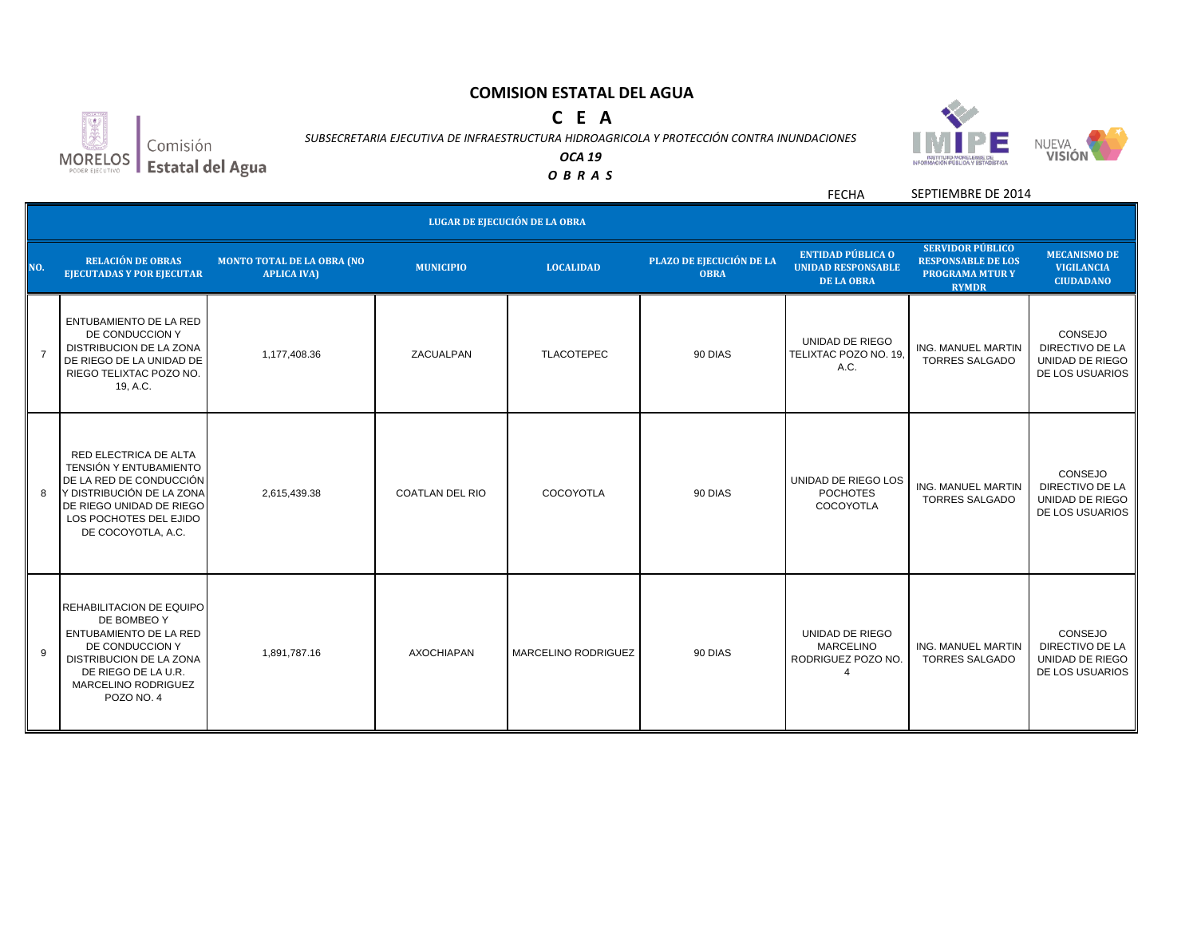# COMISION ESTATAL DEL AGUA

## C E A

*SUBSECRETARIA EJECUTIVA DE INFRAESTRUCTURA HIDROAGRICOLA Y PROTECCIÓN CONTRA INUNDACIONES*

***OCA 19***

***O B R A S***

FECHA SEPTIEMBRE DE 2014

| NO. | RELACIÓN DE OBRAS EJECUTADAS Y POR EJECUTAR | MONTO TOTAL DE LA OBRA (NO APLICA IVA) | LUGAR DE EJECUCIÓN DE LA OBRA | | | | | |
|---|---|---|---|---|---|---|---|---|
| | | | MUNICIPIO | LOCALIDAD | PLAZO DE EJECUCIÓN DE LA OBRA | ENTIDAD PÚBLICA O UNIDAD RESPONSABLE DE LA OBRA | SERVIDOR PÚBLICO RESPONSABLE DE LOS PROGRAMA MTUR Y RYMDR | MECANISMO DE VIGILANCIA CIUDADANO |
| 7 | ENTUBAMIENTO DE LA RED DE CONDUCCION Y DISTRIBUCION DE LA ZONA DE RIEGO DE LA UNIDAD DE RIEGO TELIXTAC POZO NO. 19, A.C. | 1,177,408.36 | ZACUALPAN | TLACOTEPEC | 90 DIAS | UNIDAD DE RIEGO TELIXTAC POZO NO. 19, A.C. | ING. MANUEL MARTIN TORRES SALGADO | CONSEJO DIRECTIVO DE LA UNIDAD DE RIEGO DE LOS USUARIOS |
| 8 | RED ELECTRICA DE ALTA TENSIÓN Y ENTUBAMIENTO DE LA RED DE CONDUCCIÓN Y DISTRIBUCIÓN DE LA ZONA DE RIEGO UNIDAD DE RIEGO LOS POCHOTES DEL EJIDO DE COCOYOTLA, A.C. | 2,615,439.38 | COATLAN DEL RIO | COCOYOTLA | 90 DIAS | UNIDAD DE RIEGO LOS POCHOTES COCOYOTLA | ING. MANUEL MARTIN TORRES SALGADO | CONSEJO DIRECTIVO DE LA UNIDAD DE RIEGO DE LOS USUARIOS |
| 9 | REHABILITACION DE EQUIPO DE BOMBEO Y ENTUBAMIENTO DE LA RED DE CONDUCCION Y DISTRIBUCION DE LA ZONA DE RIEGO DE LA U.R. MARCELINO RODRIGUEZ POZO NO. 4 | 1,891,787.16 | AXOCHIAPAN | MARCELINO RODRIGUEZ | 90 DIAS | UNIDAD DE RIEGO MARCELINO RODRIGUEZ POZO NO. 4 | ING. MANUEL MARTIN TORRES SALGADO | CONSEJO DIRECTIVO DE LA UNIDAD DE RIEGO DE LOS USUARIOS |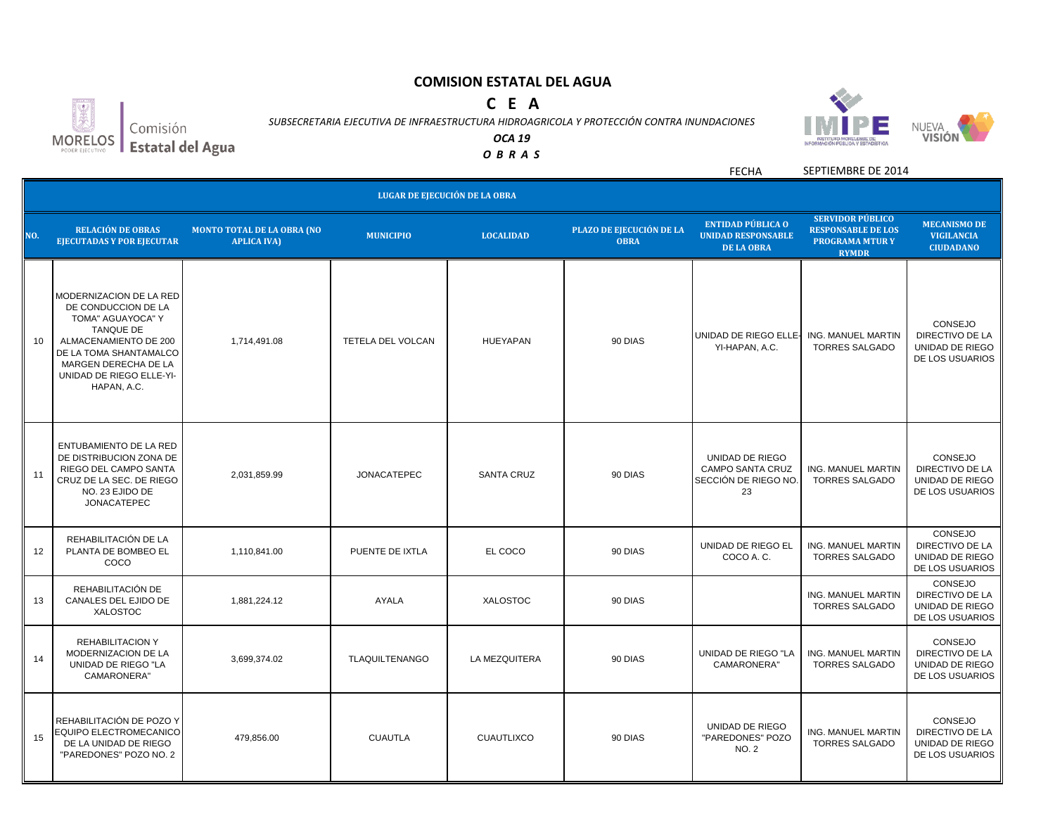# COMISION ESTATAL DEL AGUA

## C E A

*SUBSECRETARIA EJECUTIVA DE INFRAESTRUCTURA HIDROAGRICOLA Y PROTECCIÓN CONTRA INUNDACIONES*

***OCA 19***

***O B R A S***

FECHA SEPTIEMBRE DE 2014

| NO. | RELACIÓN DE OBRAS EJECUTADAS Y POR EJECUTAR | MONTO TOTAL DE LA OBRA (NO APLICA IVA) | LUGAR DE EJECUCIÓN DE LA OBRA | | PLAZO DE EJECUCIÓN DE LA OBRA | ENTIDAD PÚBLICA O UNIDAD RESPONSABLE DE LA OBRA | SERVIDOR PÚBLICO RESPONSABLE DE LOS PROGRAMA MTUR Y RYMDR | MECANISMO DE VIGILANCIA CIUDADANO |
|---|---|---|---|---|---|---|---|---|
| | | | MUNICIPIO | LOCALIDAD | | | | |
| 10 | MODERNIZACION DE LA RED DE CONDUCCION DE LA TOMA" AGUAYOCA" Y TANQUE DE ALMACENAMIENTO DE 200 DE LA TOMA SHANTAMALCO MARGEN DERECHA DE LA UNIDAD DE RIEGO ELLE-YI-HAPAN, A.C. | 1,714,491.08 | TETELA DEL VOLCAN | HUEYAPAN | 90 DIAS | UNIDAD DE RIEGO ELLE-YI-HAPAN, A.C. | ING. MANUEL MARTIN TORRES SALGADO | CONSEJO DIRECTIVO DE LA UNIDAD DE RIEGO DE LOS USUARIOS |
| 11 | ENTUBAMIENTO DE LA RED DE DISTRIBUCION ZONA DE RIEGO DEL CAMPO SANTA CRUZ DE LA SEC. DE RIEGO NO. 23 EJIDO DE JONACATEPEC | 2,031,859.99 | JONACATEPEC | SANTA CRUZ | 90 DIAS | UNIDAD DE RIEGO CAMPO SANTA CRUZ SECCIÓN DE RIEGO NO. 23 | ING. MANUEL MARTIN TORRES SALGADO | CONSEJO DIRECTIVO DE LA UNIDAD DE RIEGO DE LOS USUARIOS |
| 12 | REHABILITACIÓN DE LA PLANTA DE BOMBEO EL COCO | 1,110,841.00 | PUENTE DE IXTLA | EL COCO | 90 DIAS | UNIDAD DE RIEGO EL COCO A. C. | ING. MANUEL MARTIN TORRES SALGADO | CONSEJO DIRECTIVO DE LA UNIDAD DE RIEGO DE LOS USUARIOS |
| 13 | REHABILITACIÓN DE CANALES DEL EJIDO DE XALOSTOC | 1,881,224.12 | AYALA | XALOSTOC | 90 DIAS | | ING. MANUEL MARTIN TORRES SALGADO | CONSEJO DIRECTIVO DE LA UNIDAD DE RIEGO DE LOS USUARIOS |
| 14 | REHABILITACION Y MODERNIZACION DE LA UNIDAD DE RIEGO "LA CAMARONERA" | 3,699,374.02 | TLAQUILTENANGO | LA MEZQUITERA | 90 DIAS | UNIDAD DE RIEGO "LA CAMARONERA" | ING. MANUEL MARTIN TORRES SALGADO | CONSEJO DIRECTIVO DE LA UNIDAD DE RIEGO DE LOS USUARIOS |
| 15 | REHABILITACIÓN DE POZO Y EQUIPO ELECTROMECANICO DE LA UNIDAD DE RIEGO "PAREDONES" POZO NO. 2 | 479,856.00 | CUAUTLA | CUAUTLIXCO | 90 DIAS | UNIDAD DE RIEGO "PAREDONES" POZO NO. 2 | ING. MANUEL MARTIN TORRES SALGADO | CONSEJO DIRECTIVO DE LA UNIDAD DE RIEGO DE LOS USUARIOS |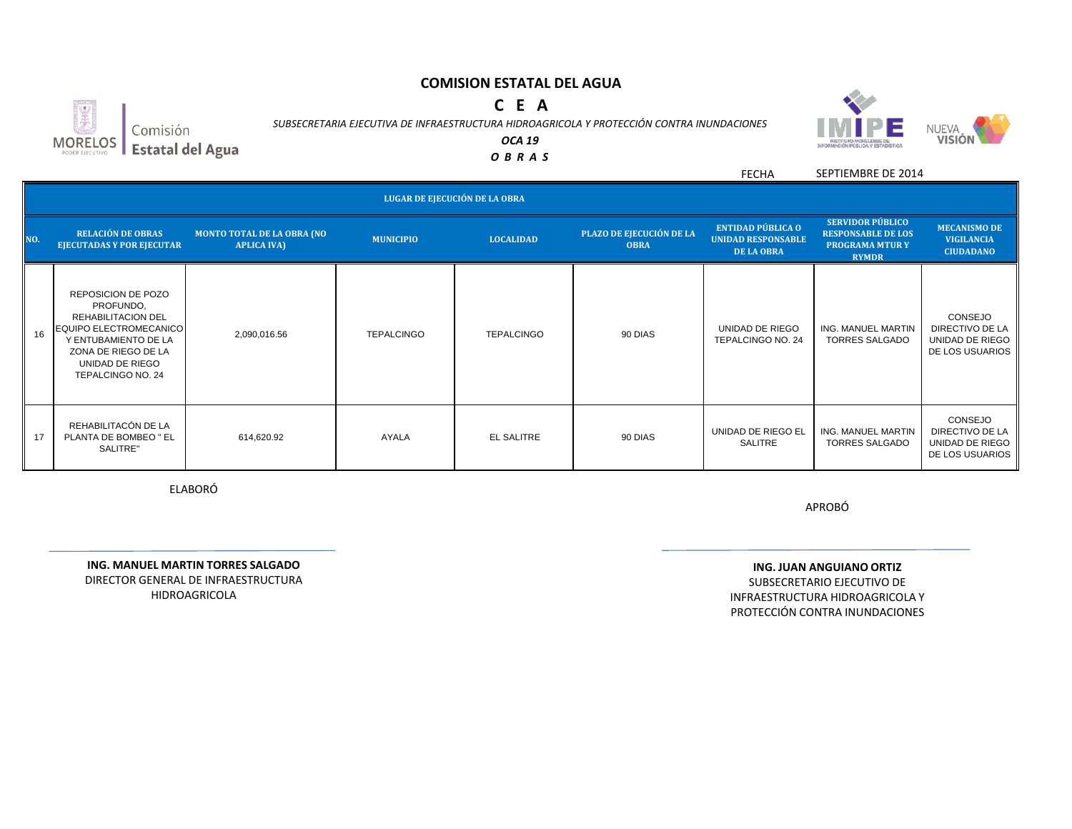# COMISION ESTATAL DEL AGUA

## C E A

*SUBSECRETARIA EJECUTIVA DE INFRAESTRUCTURA HIDROAGRICOLA Y PROTECCIÓN CONTRA INUNDACIONES*

***OCA 19***

***O B R A S***

FECHA SEPTIEMBRE DE 2014

| | | | LUGAR DE EJECUCIÓN DE LA OBRA | | | | | |
|---|---|---|---|---|---|---|---|---|
| **NO.** | **RELACIÓN DE OBRAS EJECUTADAS Y POR EJECUTAR** | **MONTO TOTAL DE LA OBRA (NO APLICA IVA)** | **MUNICIPIO** | **LOCALIDAD** | **PLAZO DE EJECUCIÓN DE LA OBRA** | **ENTIDAD PÚBLICA O UNIDAD RESPONSABLE DE LA OBRA** | **SERVIDOR PÚBLICO RESPONSABLE DE LOS PROGRAMA MTUR Y RYMDR** | **MECANISMO DE VIGILANCIA CIUDADANO** |
| 16 | REPOSICION DE POZO PROFUNDO, REHABILITACION DEL EQUIPO ELECTROMECANICO Y ENTUBAMIENTO DE LA ZONA DE RIEGO DE LA UNIDAD DE RIEGO TEPALCINGO NO. 24 | 2,090,016.56 | TEPALCINGO | TEPALCINGO | 90 DIAS | UNIDAD DE RIEGO TEPALCINGO NO. 24 | ING. MANUEL MARTIN TORRES SALGADO | CONSEJO DIRECTIVO DE LA UNIDAD DE RIEGO DE LOS USUARIOS |
| 17 | REHABILITACÓN DE LA PLANTA DE BOMBEO " EL SALITRE" | 614,620.92 | AYALA | EL SALITRE | 90 DIAS | UNIDAD DE RIEGO EL SALITRE | ING. MANUEL MARTIN TORRES SALGADO | CONSEJO DIRECTIVO DE LA UNIDAD DE RIEGO DE LOS USUARIOS |

ELABORÓ

**ING. MANUEL MARTIN TORRES SALGADO**
DIRECTOR GENERAL DE INFRAESTRUCTURA HIDROAGRICOLA

APROBÓ

**ING. JUAN ANGUIANO ORTIZ**
SUBSECRETARIO EJECUTIVO DE INFRAESTRUCTURA HIDROAGRICOLA Y PROTECCIÓN CONTRA INUNDACIONES